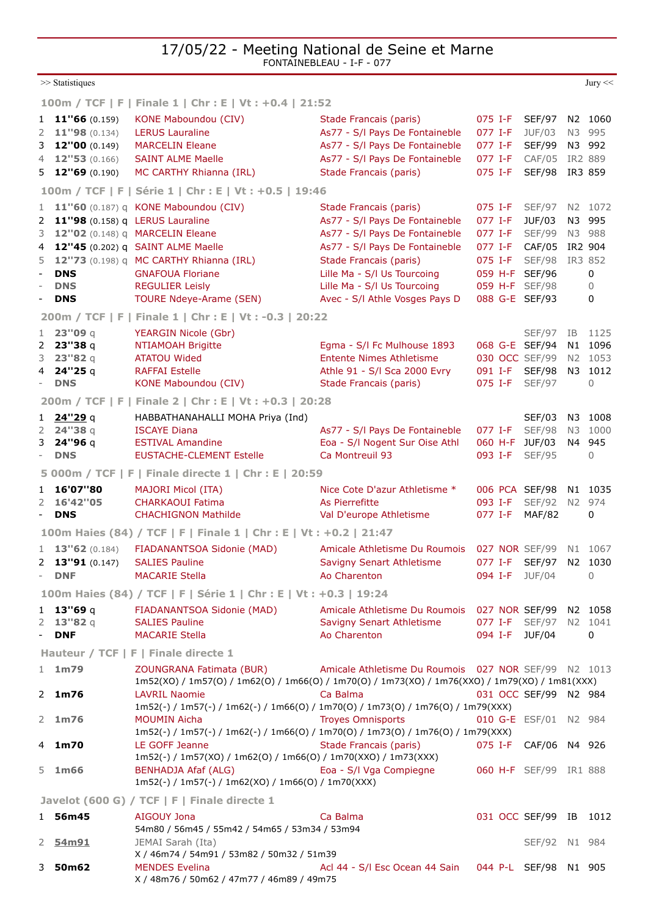# 17/05/22 - Meeting National de Seine et Marne

FONTAINEBLEAU - I-F - 077

>> Statistiques | Jury <<

### 100m / TCF | F | Finale 1 | Chr : E | Vt : +0.4 | 21:52

| Pl. | Perf. | Athlète | Club | Dép. | Cat. | Niv. | Pts |
|---|---|---|---|---|---|---|---|
| 1 | **11''66** (0.159) | KONE Maboundou (CIV) | Stade Francais (paris) | 075 I-F | SEF/97 | N2 | 1060 |
| 2 | **11''98** (0.134) | LERUS Lauraline | As77 - S/l Pays De Fontainebleau | 077 I-F | JUF/03 | N3 | 995 |
| 3 | **12''00** (0.149) | MARCELIN Eleane | As77 - S/l Pays De Fontainebleau | 077 I-F | SEF/99 | N3 | 992 |
| 4 | **12''53** (0.166) | SAINT ALME Maelle | As77 - S/l Pays De Fontainebleau | 077 I-F | CAF/05 | IR2 | 889 |
| 5 | **12''69** (0.190) | MC CARTHY Rhianna (IRL) | Stade Francais (paris) | 075 I-F | SEF/98 | IR3 | 859 |

### 100m / TCF | F | Série 1 | Chr : E | Vt : +0.5 | 19:46

| Pl. | Perf. | Athlète | Club | Dép. | Cat. | Niv. | Pts |
|---|---|---|---|---|---|---|---|
| 1 | **11''60** (0.187) q | KONE Maboundou (CIV) | Stade Francais (paris) | 075 I-F | SEF/97 | N2 | 1072 |
| 2 | **11''98** (0.158) q | LERUS Lauraline | As77 - S/l Pays De Fontainebleau | 077 I-F | JUF/03 | N3 | 995 |
| 3 | **12''02** (0.148) q | MARCELIN Eleane | As77 - S/l Pays De Fontainebleau | 077 I-F | SEF/99 | N3 | 988 |
| 4 | **12''45** (0.202) q | SAINT ALME Maelle | As77 - S/l Pays De Fontainebleau | 077 I-F | CAF/05 | IR2 | 904 |
| 5 | **12''73** (0.198) q | MC CARTHY Rhianna (IRL) | Stade Francais (paris) | 075 I-F | SEF/98 | IR3 | 852 |
| - | **DNS** | GNAFOUA Floriane | Lille Ma - S/l Us Tourcoing | 059 H-F | SEF/96 | | 0 |
| - | **DNS** | REGULIER Leisly | Lille Ma - S/l Us Tourcoing | 059 H-F | SEF/98 | | 0 |
| - | **DNS** | TOURE Ndeye-Arame (SEN) | Avec - S/l Athle Vosges Pays D | 088 G-E | SEF/93 | | 0 |

### 200m / TCF | F | Finale 1 | Chr : E | Vt : -0.3 | 20:22

| Pl. | Perf. | Athlète | Club | Dép. | Cat. | Niv. | Pts |
|---|---|---|---|---|---|---|---|
| 1 | **23''09** q | YEARGIN Nicole (Gbr) | | | SEF/97 | IB | 1125 |
| 2 | **23''38** q | NTIAMOAH Brigitte | Egma - S/l Fc Mulhouse 1893 | 068 G-E | SEF/94 | N1 | 1096 |
| 3 | **23''82** q | ATATOU Wided | Entente Nimes Athletisme | 030 OCC | SEF/99 | N2 | 1053 |
| 4 | **24''25** q | RAFFAI Estelle | Athle 91 - S/l Sca 2000 Evry | 091 I-F | SEF/98 | N3 | 1012 |
| - | **DNS** | KONE Maboundou (CIV) | Stade Francais (paris) | 075 I-F | SEF/97 | | 0 |

### 200m / TCF | F | Finale 2 | Chr : E | Vt : +0.3 | 20:28

| Pl. | Perf. | Athlète | Club | Dép. | Cat. | Niv. | Pts |
|---|---|---|---|---|---|---|---|
| 1 | **24''29** q | HABBATHANAHALLI MOHA Priya (Ind) | | | SEF/03 | N3 | 1008 |
| 2 | **24''38** q | ISCAYE Diana | As77 - S/l Pays De Fontainebleau | 077 I-F | SEF/98 | N3 | 1000 |
| 3 | **24''96** q | ESTIVAL Amandine | Eoa - S/l Nogent Sur Oise Athl | 060 H-F | JUF/03 | N4 | 945 |
| - | **DNS** | EUSTACHE-CLEMENT Estelle | Ca Montreuil 93 | 093 I-F | SEF/95 | | 0 |

### 5 000m / TCF | F | Finale directe 1 | Chr : E | 20:59

| Pl. | Perf. | Athlète | Club | Dép. | Cat. | Niv. | Pts |
|---|---|---|---|---|---|---|---|
| 1 | **16'07''80** | MAJORI Micol (ITA) | Nice Cote D'azur Athletisme * | 006 PCA | SEF/98 | N1 | 1035 |
| 2 | **16'42''05** | CHARKAOUI Fatima | As Pierrefitte | 093 I-F | SEF/92 | N2 | 974 |
| - | **DNS** | CHACHIGNON Mathilde | Val D'europe Athletisme | 077 I-F | MAF/82 | | 0 |

### 100m Haies (84) / TCF | F | Finale 1 | Chr : E | Vt : +0.2 | 21:47

| Pl. | Perf. | Athlète | Club | Dép. | Cat. | Niv. | Pts |
|---|---|---|---|---|---|---|---|
| 1 | **13''62** (0.184) | FIADANANTSOA Sidonie (MAD) | Amicale Athletisme Du Roumois | 027 NOR | SEF/99 | N1 | 1067 |
| 2 | **13''91** (0.147) | SALIES Pauline | Savigny Senart Athletisme | 077 I-F | SEF/97 | N2 | 1030 |
| - | **DNF** | MACARIE Stella | Ao Charenton | 094 I-F | JUF/04 | | 0 |

### 100m Haies (84) / TCF | F | Série 1 | Chr : E | Vt : +0.3 | 19:24

| Pl. | Perf. | Athlète | Club | Dép. | Cat. | Niv. | Pts |
|---|---|---|---|---|---|---|---|
| 1 | **13''69** q | FIADANANTSOA Sidonie (MAD) | Amicale Athletisme Du Roumois | 027 NOR | SEF/99 | N2 | 1058 |
| 2 | **13''82** q | SALIES Pauline | Savigny Senart Athletisme | 077 I-F | SEF/97 | N2 | 1041 |
| - | **DNF** | MACARIE Stella | Ao Charenton | 094 I-F | JUF/04 | | 0 |

### Hauteur / TCF | F | Finale directe 1

| Pl. | Perf. | Athlète | Club | Dép. | Cat. | Niv. | Pts |
|---|---|---|---|---|---|---|---|
| 1 | **1m79** | ZOUNGRANA Fatimata (BUR) | Amicale Athletisme Du Roumois | 027 NOR | SEF/99 | N2 | 1013 |
| | | 1m52(XO) / 1m57(O) / 1m62(O) / 1m66(O) / 1m70(O) / 1m73(XO) / 1m76(XXO) / 1m79(XO) / 1m81(XXX) | | | | | |
| 2 | **1m76** | LAVRIL Naomie | Ca Balma | 031 OCC | SEF/99 | N2 | 984 |
| | | 1m52(-) / 1m57(-) / 1m62(-) / 1m66(O) / 1m70(O) / 1m73(O) / 1m76(O) / 1m79(XXX) | | | | | |
| 2 | **1m76** | MOUMIN Aicha | Troyes Omnisports | 010 G-E | ESF/01 | N2 | 984 |
| | | 1m52(-) / 1m57(-) / 1m62(-) / 1m66(O) / 1m70(O) / 1m73(O) / 1m76(O) / 1m79(XXX) | | | | | |
| 4 | **1m70** | LE GOFF Jeanne | Stade Francais (paris) | 075 I-F | CAF/06 | N4 | 926 |
| | | 1m52(-) / 1m57(XO) / 1m62(O) / 1m66(O) / 1m70(XXO) / 1m73(XXX) | | | | | |
| 5 | **1m66** | BENHADJA Afaf (ALG) | Eoa - S/l Vga Compiegne | 060 H-F | SEF/99 | IR1 | 888 |
| | | 1m52(-) / 1m57(-) / 1m62(XO) / 1m66(O) / 1m70(XXX) | | | | | |

### Javelot (600 G) / TCF | F | Finale directe 1

| Pl. | Perf. | Athlète | Club | Dép. | Cat. | Niv. | Pts |
|---|---|---|---|---|---|---|---|
| 1 | **56m45** | AIGOUY Jona | Ca Balma | 031 OCC | SEF/99 | IB | 1012 |
| | | 54m80 / 56m45 / 55m42 / 54m65 / 53m34 / 53m94 | | | | | |
| 2 | **54m91** | JEMAI Sarah (Ita) | | | SEF/92 | N1 | 984 |
| | | X / 46m74 / 54m91 / 53m82 / 50m32 / 51m39 | | | | | |
| 3 | **50m62** | MENDES Evelina | Acl 44 - S/l Esc Ocean 44 Sain | 044 P-L | SEF/98 | N1 | 905 |
| | | X / 48m76 / 50m62 / 47m77 / 46m89 / 49m75 | | | | | |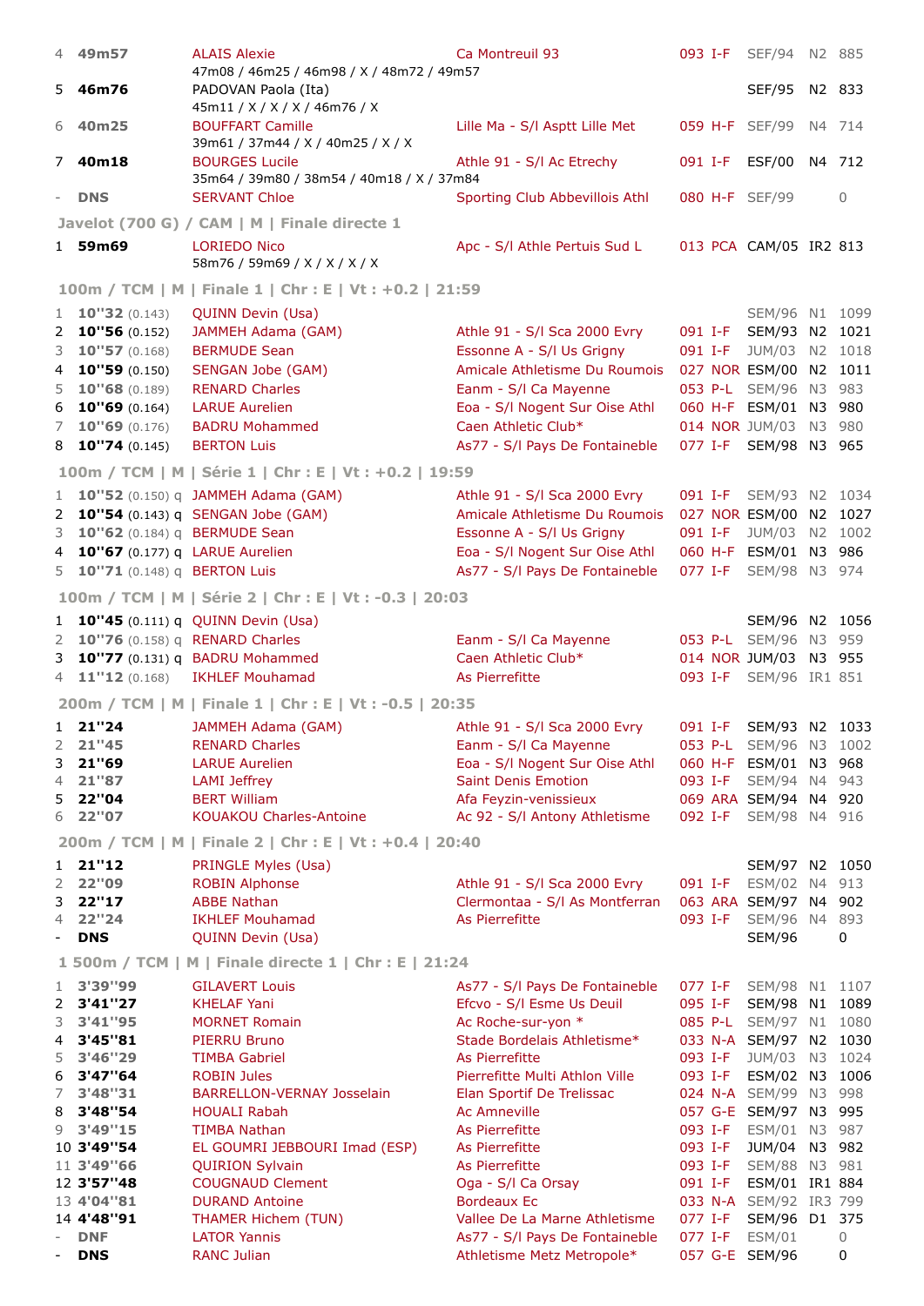| | | | | | | | |
|---|---|---|---|---|---|---|---|
| 4 | **49m57** | ALAIS Alexie<br>47m08 / 46m25 / 46m98 / X / 48m72 / 49m57 | Ca Montreuil 93 | 093 I-F | SEF/94 | N2 | 885 |
| 5 | **46m76** | PADOVAN Paola (Ita)<br>45m11 / X / X / X / 46m76 / X | | | SEF/95 | N2 | 833 |
| 6 | **40m25** | BOUFFANT Camille<br>39m61 / 37m44 / X / 40m25 / X / X | Lille Ma - S/l Asptt Lille Met | 059 H-F | SEF/99 | N4 | 714 |
| 7 | **40m18** | BOURGES Lucile<br>35m64 / 39m80 / 38m54 / 40m18 / X / 37m84 | Athle 91 - S/l Ac Etrechy | 091 I-F | ESF/00 | N4 | 712 |
| - | **DNS** | SERVANT Chloe | Sporting Club Abbevillois Athl | 080 H-F | SEF/99 | | 0 |

### Javelot (700 G) / CAM | M | Finale directe 1

| | | | | | | | |
|---|---|---|---|---|---|---|---|
| 1 | **59m69** | LORIEDO Nico<br>58m76 / 59m69 / X / X / X / X | Apc - S/l Athle Pertuis Sud L | 013 PCA | CAM/05 | IR2 | 813 |

### 100m / TCM | M | Finale 1 | Chr : E | Vt : +0.2 | 21:59

| | | | | | | | |
|---|---|---|---|---|---|---|---|
| 1 | **10''32** (0.143) | QUINN Devin (Usa) | | | SEM/96 | N1 | 1099 |
| 2 | **10''56** (0.152) | JAMMEH Adama (GAM) | Athle 91 - S/l Sca 2000 Evry | 091 I-F | SEM/93 | N2 | 1021 |
| 3 | **10''57** (0.168) | BERMUDE Sean | Essonne A - S/l Us Grigny | 091 I-F | JUM/03 | N2 | 1018 |
| 4 | **10''59** (0.150) | SENGAN Jobe (GAM) | Amicale Athletisme Du Roumois | 027 NOR | ESM/00 | N2 | 1011 |
| 5 | **10''68** (0.189) | RENARD Charles | Eanm - S/l Ca Mayenne | 053 P-L | SEM/96 | N3 | 983 |
| 6 | **10''69** (0.164) | LARUE Aurelien | Eoa - S/l Nogent Sur Oise Athl | 060 H-F | ESM/01 | N3 | 980 |
| 7 | **10''69** (0.176) | BADRU Mohammed | Caen Athletic Club* | 014 NOR | JUM/03 | N3 | 980 |
| 8 | **10''74** (0.145) | BERTON Luis | As77 - S/l Pays De Fontaineble | 077 I-F | SEM/98 | N3 | 965 |

### 100m / TCM | M | Série 1 | Chr : E | Vt : +0.2 | 19:59

| | | | | | | | |
|---|---|---|---|---|---|---|---|
| 1 | **10''52** (0.150) q | JAMMEH Adama (GAM) | Athle 91 - S/l Sca 2000 Evry | 091 I-F | SEM/93 | N2 | 1034 |
| 2 | **10''54** (0.143) q | SENGAN Jobe (GAM) | Amicale Athletisme Du Roumois | 027 NOR | ESM/00 | N2 | 1027 |
| 3 | **10''62** (0.184) q | BERMUDE Sean | Essonne A - S/l Us Grigny | 091 I-F | JUM/03 | N2 | 1002 |
| 4 | **10''67** (0.177) q | LARUE Aurelien | Eoa - S/l Nogent Sur Oise Athl | 060 H-F | ESM/01 | N3 | 986 |
| 5 | **10''71** (0.148) q | BERTON Luis | As77 - S/l Pays De Fontaineble | 077 I-F | SEM/98 | N3 | 974 |

### 100m / TCM | M | Série 2 | Chr : E | Vt : -0.3 | 20:03

| | | | | | | | |
|---|---|---|---|---|---|---|---|
| 1 | **10''45** (0.111) q | QUINN Devin (Usa) | | | SEM/96 | N2 | 1056 |
| 2 | **10''76** (0.158) q | RENARD Charles | Eanm - S/l Ca Mayenne | 053 P-L | SEM/96 | N3 | 959 |
| 3 | **10''77** (0.131) q | BADRU Mohammed | Caen Athletic Club* | 014 NOR | JUM/03 | N3 | 955 |
| 4 | **11''12** (0.168) | IKHLEF Mouhamad | As Pierrefitte | 093 I-F | SEM/96 | IR1 | 851 |

### 200m / TCM | M | Finale 1 | Chr : E | Vt : -0.5 | 20:35

| | | | | | | | |
|---|---|---|---|---|---|---|---|
| 1 | **21''24** | JAMMEH Adama (GAM) | Athle 91 - S/l Sca 2000 Evry | 091 I-F | SEM/93 | N2 | 1033 |
| 2 | **21''45** | RENARD Charles | Eanm - S/l Ca Mayenne | 053 P-L | SEM/96 | N3 | 1002 |
| 3 | **21''69** | LARUE Aurelien | Eoa - S/l Nogent Sur Oise Athl | 060 H-F | ESM/01 | N3 | 968 |
| 4 | **21''87** | LAMI Jeffrey | Saint Denis Emotion | 093 I-F | SEM/94 | N4 | 943 |
| 5 | **22''04** | BERT William | Afa Feyzin-venissieux | 069 ARA | SEM/94 | N4 | 920 |
| 6 | **22''07** | KOUAKOU Charles-Antoine | Ac 92 - S/l Antony Athletisme | 092 I-F | SEM/98 | N4 | 916 |

### 200m / TCM | M | Finale 2 | Chr : E | Vt : +0.4 | 20:40

| | | | | | | | |
|---|---|---|---|---|---|---|---|
| 1 | **21''12** | PRINGLE Myles (Usa) | | | SEM/97 | N2 | 1050 |
| 2 | **22''09** | ROBIN Alphonse | Athle 91 - S/l Sca 2000 Evry | 091 I-F | ESM/02 | N4 | 913 |
| 3 | **22''17** | ABBE Nathan | Clermontaa - S/l As Montferran | 063 ARA | SEM/97 | N4 | 902 |
| 4 | **22''24** | IKHLEF Mouhamad | As Pierrefitte | 093 I-F | SEM/96 | N4 | 893 |
| - | **DNS** | QUINN Devin (Usa) | | | SEM/96 | | 0 |

### 1 500m / TCM | M | Finale directe 1 | Chr : E | 21:24

| | | | | | | | |
|---|---|---|---|---|---|---|---|
| 1 | **3'39''99** | GILAVERT Louis | As77 - S/l Pays De Fontaineble | 077 I-F | SEM/98 | N1 | 1107 |
| 2 | **3'41''27** | KHELAF Yani | Efcvo - S/l Esme Us Deuil | 095 I-F | SEM/98 | N1 | 1089 |
| 3 | **3'41''95** | MORNET Romain | Ac Roche-sur-yon * | 085 P-L | SEM/97 | N1 | 1080 |
| 4 | **3'45''81** | PIERRU Bruno | Stade Bordelais Athletisme* | 033 N-A | SEM/97 | N2 | 1030 |
| 5 | **3'46''29** | TIMBA Gabriel | As Pierrefitte | 093 I-F | JUM/03 | N3 | 1024 |
| 6 | **3'47''64** | ROBIN Jules | Pierrefitte Multi Athlon Ville | 093 I-F | ESM/02 | N3 | 1006 |
| 7 | **3'48''31** | BARRELLON-VERNAY Josselain | Elan Sportif De Trelissac | 024 N-A | SEM/99 | N3 | 998 |
| 8 | **3'48''54** | HOUALI Rabah | Ac Amneville | 057 G-E | SEM/97 | N3 | 995 |
| 9 | **3'49''15** | TIMBA Nathan | As Pierrefitte | 093 I-F | ESM/01 | N3 | 987 |
| 10 | **3'49''54** | EL GOUMRI JEBBOURI Imad (ESP) | As Pierrefitte | 093 I-F | JUM/04 | N3 | 982 |
| 11 | **3'49''66** | QUIRION Sylvain | As Pierrefitte | 093 I-F | SEM/88 | N3 | 981 |
| 12 | **3'57''48** | COUGNAUD Clement | Oga - S/l Ca Orsay | 091 I-F | ESM/01 | IR1 | 884 |
| 13 | **4'04''81** | DURAND Antoine | Bordeaux Ec | 033 N-A | SEM/92 | IR3 | 799 |
| 14 | **4'48''91** | THAMER Hichem (TUN) | Vallee De La Marne Athletisme | 077 I-F | SEM/96 | D1 | 375 |
| - | **DNF** | LATOR Yannis | As77 - S/l Pays De Fontaineble | 077 I-F | ESM/01 | | 0 |
| - | **DNS** | RANC Julian | Athletisme Metz Metropole* | 057 G-E | SEM/96 | | 0 |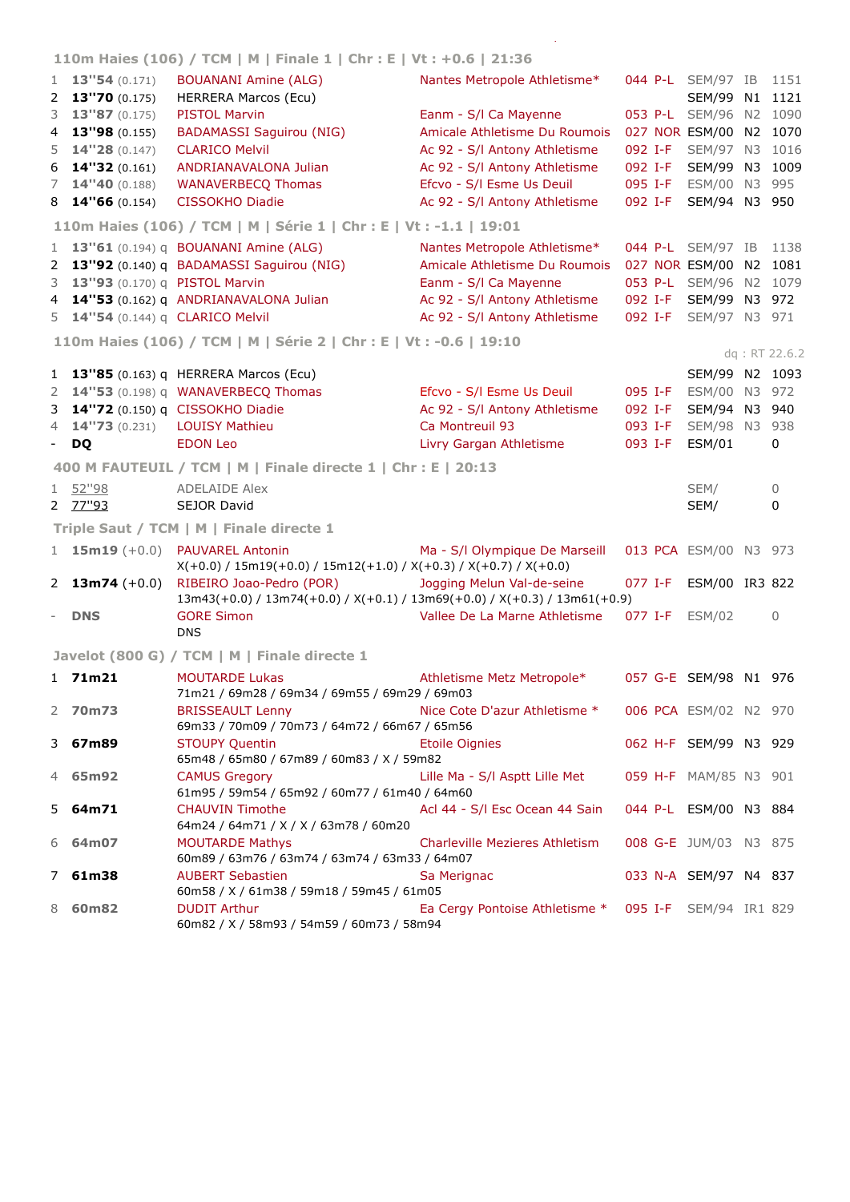## 110m Haies (106) / TCM | M | Finale 1 | Chr : E | Vt : +0.6 | 21:36

| | | | | | | | | |
|---|---|---|---|---|---|---|---|---|
| 1 | **13''54** (0.171) | BOUANANI Amine (ALG) | Nantes Metropole Athletisme* | 044 | P-L | SEM/97 | IB | 1151 |
| 2 | **13''70** (0.175) | HERRERA Marcos (Ecu) | | | | SEM/99 | N1 | 1121 |
| 3 | **13''87** (0.175) | PISTOL Marvin | Eanm - S/l Ca Mayenne | 053 | P-L | SEM/96 | N2 | 1090 |
| 4 | **13''98** (0.155) | BADAMASSI Saguirou (NIG) | Amicale Athletisme Du Roumois | 027 | NOR | ESM/00 | N2 | 1070 |
| 5 | **14''28** (0.147) | CLARICO Melvil | Ac 92 - S/l Antony Athletisme | 092 | I-F | SEM/97 | N3 | 1016 |
| 6 | **14''32** (0.161) | ANDRIANAVALONA Julian | Ac 92 - S/l Antony Athletisme | 092 | I-F | SEM/99 | N3 | 1009 |
| 7 | **14''40** (0.188) | WANAVERBECQ Thomas | Efcvo - S/l Esme Us Deuil | 095 | I-F | ESM/00 | N3 | 995 |
| 8 | **14''66** (0.154) | CISSOKHO Diadie | Ac 92 - S/l Antony Athletisme | 092 | I-F | SEM/94 | N3 | 950 |

## 110m Haies (106) / TCM | M | Série 1 | Chr : E | Vt : -1.1 | 19:01

| | | | | | | | | |
|---|---|---|---|---|---|---|---|---|
| 1 | **13''61** (0.194) q | BOUANANI Amine (ALG) | Nantes Metropole Athletisme* | 044 | P-L | SEM/97 | IB | 1138 |
| 2 | **13''92** (0.140) q | BADAMASSI Saguirou (NIG) | Amicale Athletisme Du Roumois | 027 | NOR | ESM/00 | N2 | 1081 |
| 3 | **13''93** (0.170) q | PISTOL Marvin | Eanm - S/l Ca Mayenne | 053 | P-L | SEM/96 | N2 | 1079 |
| 4 | **14''53** (0.162) q | ANDRIANAVALONA Julian | Ac 92 - S/l Antony Athletisme | 092 | I-F | SEM/99 | N3 | 972 |
| 5 | **14''54** (0.144) q | CLARICO Melvil | Ac 92 - S/l Antony Athletisme | 092 | I-F | SEM/97 | N3 | 971 |

## 110m Haies (106) / TCM | M | Série 2 | Chr : E | Vt : -0.6 | 19:10

dq : RT 22.6.2

| | | | | | | | | |
|---|---|---|---|---|---|---|---|---|
| 1 | **13''85** (0.163) q | HERRERA Marcos (Ecu) | | | | SEM/99 | N2 | 1093 |
| 2 | **14''53** (0.198) q | WANAVERBECQ Thomas | Efcvo - S/l Esme Us Deuil | 095 | I-F | ESM/00 | N3 | 972 |
| 3 | **14''72** (0.150) q | CISSOKHO Diadie | Ac 92 - S/l Antony Athletisme | 092 | I-F | SEM/94 | N3 | 940 |
| 4 | **14''73** (0.231) | LOUISY Mathieu | Ca Montreuil 93 | 093 | I-F | SEM/98 | N3 | 938 |
| - | **DQ** | EDON Leo | Livry Gargan Athletisme | 093 | I-F | ESM/01 | | 0 |

## 400 M FAUTEUIL / TCM | M | Finale directe 1 | Chr : E | 20:13

| | | | | |
|---|---|---|---|---|
| 1 | 52''98 | ADELAIDE Alex | SEM/ | 0 |
| 2 | 77''93 | SEJOR David | SEM/ | 0 |

## Triple Saut / TCM | M | Finale directe 1

| | | | | | | | | |
|---|---|---|---|---|---|---|---|---|
| 1 | **15m19** (+0.0) | PAUVAREL Antonin<br>X(+0.0) / 15m19(+0.0) / 15m12(+1.0) / X(+0.3) / X(+0.7) / X(+0.0) | Ma - S/l Olympique De Marseill | 013 | PCA | ESM/00 | N3 | 973 |
| 2 | **13m74** (+0.0) | RIBEIRO Joao-Pedro (POR)<br>13m43(+0.0) / 13m74(+0.0) / X(+0.1) / 13m69(+0.0) / X(+0.3) / 13m61(+0.9) | Jogging Melun Val-de-seine | 077 | I-F | ESM/00 | IR3 | 822 |
| - | **DNS** | GORE Simon<br>DNS | Vallee De La Marne Athletisme | 077 | I-F | ESM/02 | | 0 |

## Javelot (800 G) / TCM | M | Finale directe 1

| | | | | | | | | |
|---|---|---|---|---|---|---|---|---|
| 1 | **71m21** | MOUTARDE Lukas<br>71m21 / 69m28 / 69m34 / 69m55 / 69m29 / 69m03 | Athletisme Metz Metropole* | 057 | G-E | SEM/98 | N1 | 976 |
| 2 | **70m73** | BRISSEAULT Lenny<br>69m33 / 70m09 / 70m73 / 64m72 / 66m67 / 65m56 | Nice Cote D'azur Athletisme * | 006 | PCA | ESM/02 | N2 | 970 |
| 3 | **67m89** | STOUPY Quentin<br>65m48 / 65m80 / 67m89 / 60m83 / X / 59m82 | Etoile Oignies | 062 | H-F | SEM/99 | N3 | 929 |
| 4 | **65m92** | CAMUS Gregory<br>61m95 / 59m54 / 65m92 / 60m77 / 61m40 / 64m60 | Lille Ma - S/l Asptt Lille Met | 059 | H-F | MAM/85 | N3 | 901 |
| 5 | **64m71** | CHAUVIN Timothe<br>64m24 / 64m71 / X / X / 63m78 / 60m20 | Acl 44 - S/l Esc Ocean 44 Sain | 044 | P-L | ESM/00 | N3 | 884 |
| 6 | **64m07** | MOUTARDE Mathys<br>60m89 / 63m76 / 63m74 / 64m74 / 63m33 / 64m07 | Charleville Mezieres Athletism | 008 | G-E | JUM/03 | N3 | 875 |
| 7 | **61m38** | AUBERT Sebastien<br>60m58 / X / 61m38 / 59m18 / 59m45 / 61m05 | Sa Merignac | 033 | N-A | SEM/97 | N4 | 837 |
| 8 | **60m82** | DUDIT Arthur<br>60m82 / X / 58m93 / 54m59 / 60m73 / 58m94 | Ea Cergy Pontoise Athletisme * | 095 | I-F | SEM/94 | IR1 | 829 |